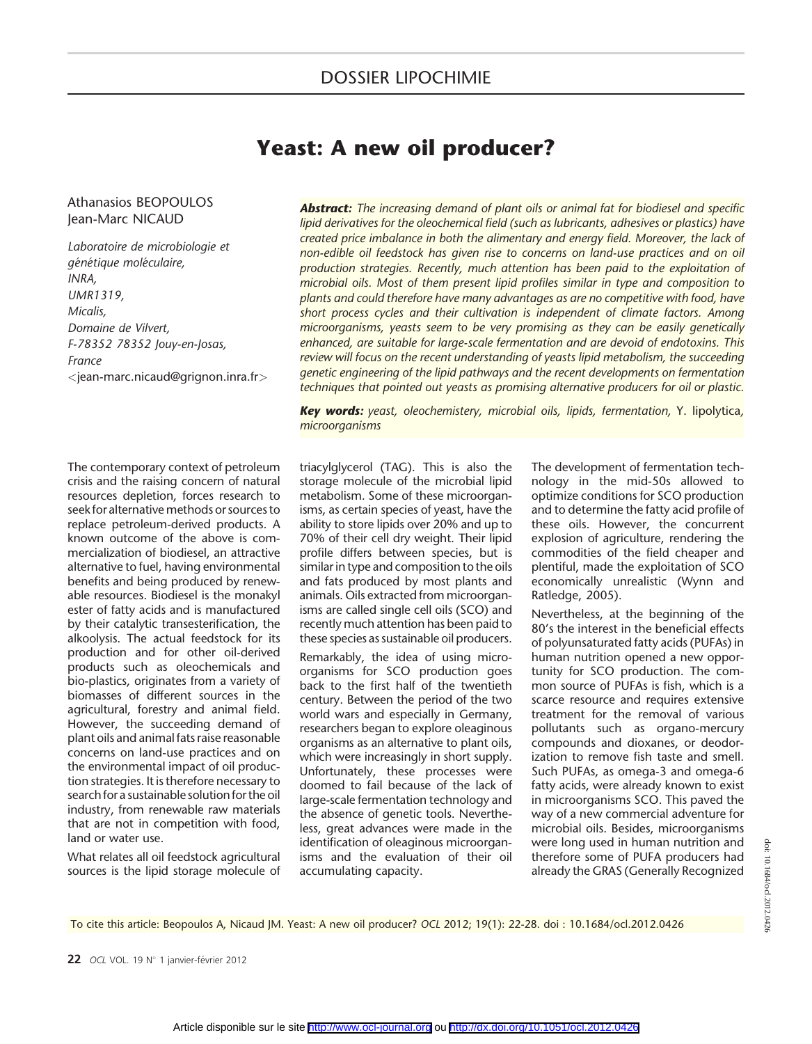DOSSIER LIPOCHIMIE

# Yeast: A new oil producer?

Athanasios BEOPOULOS
Jean-Marc NICAUD

*Laboratoire de microbiologie et génétique moléculaire,*
*INRA,*
*UMR1319,*
*Micalis,*
*Domaine de Vilvert,*
*F-78352 78352 Jouy-en-Josas,*
*France*
<jean-marc.nicaud@grignon.inra.fr>

***Abstract:*** *The increasing demand of plant oils or animal fat for biodiesel and specific lipid derivatives for the oleochemical field (such as lubricants, adhesives or plastics) have created price imbalance in both the alimentary and energy field. Moreover, the lack of non-edible oil feedstock has given rise to concerns on land-use practices and on oil production strategies. Recently, much attention has been paid to the exploitation of microbial oils. Most of them present lipid profiles similar in type and composition to plants and could therefore have many advantages as are no competitive with food, have short process cycles and their cultivation is independent of climate factors. Among microorganisms, yeasts seem to be very promising as they can be easily genetically enhanced, are suitable for large-scale fermentation and are devoid of endotoxins. This review will focus on the recent understanding of yeasts lipid metabolism, the succeeding genetic engineering of the lipid pathways and the recent developments on fermentation techniques that pointed out yeasts as promising alternative producers for oil or plastic.*

***Key words:*** *yeast, oleochemistery, microbial oils, lipids, fermentation,* Y. lipolytica*, microorganisms*

The contemporary context of petroleum crisis and the raising concern of natural resources depletion, forces research to seek for alternative methods or sources to replace petroleum-derived products. A known outcome of the above is commercialization of biodiesel, an attractive alternative to fuel, having environmental benefits and being produced by renewable resources. Biodiesel is the monakyl ester of fatty acids and is manufactured by their catalytic transesterification, the alkoolysis. The actual feedstock for its production and for other oil-derived products such as oleochemicals and bio-plastics, originates from a variety of biomasses of different sources in the agricultural, forestry and animal field. However, the succeeding demand of plant oils and animal fats raise reasonable concerns on land-use practices and on the environmental impact of oil production strategies. It is therefore necessary to search for a sustainable solution for the oil industry, from renewable raw materials that are not in competition with food, land or water use.

What relates all oil feedstock agricultural sources is the lipid storage molecule of triacylglycerol (TAG). This is also the storage molecule of the microbial lipid metabolism. Some of these microorganisms, as certain species of yeast, have the ability to store lipids over 20% and up to 70% of their cell dry weight. Their lipid profile differs between species, but is similar in type and composition to the oils and fats produced by most plants and animals. Oils extracted from microorganisms are called single cell oils (SCO) and recently much attention has been paid to these species as sustainable oil producers.

Remarkably, the idea of using microorganisms for SCO production goes back to the first half of the twentieth century. Between the period of the two world wars and especially in Germany, researchers began to explore oleaginous organisms as an alternative to plant oils, which were increasingly in short supply. Unfortunately, these processes were doomed to fail because of the lack of large-scale fermentation technology and the absence of genetic tools. Nevertheless, great advances were made in the identification of oleaginous microorganisms and the evaluation of their oil accumulating capacity.

The development of fermentation technology in the mid-50s allowed to optimize conditions for SCO production and to determine the fatty acid profile of these oils. However, the concurrent explosion of agriculture, rendering the commodities of the field cheaper and plentiful, made the exploitation of SCO economically unrealistic (Wynn and Ratledge, 2005).

Nevertheless, at the beginning of the 80's the interest in the beneficial effects of polyunsaturated fatty acids (PUFAs) in human nutrition opened a new opportunity for SCO production. The common source of PUFAs is fish, which is a scarce resource and requires extensive treatment for the removal of various pollutants such as organo-mercury compounds and dioxanes, or deodorization to remove fish taste and smell. Such PUFAs, as omega-3 and omega-6 fatty acids, were already known to exist in microorganisms SCO. This paved the way of a new commercial adventure for microbial oils. Besides, microorganisms were long used in human nutrition and therefore some of PUFA producers had already the GRAS (Generally Recognized

To cite this article: Beopoulos A, Nicaud JM. Yeast: A new oil producer? *OCL* 2012; 19(1): 22-28. doi : 10.1684/ocl.2012.0426

Article disponible sur le site http://www.ocl-journal.org ou http://dx.doi.org/10.1051/ocl.2012.0426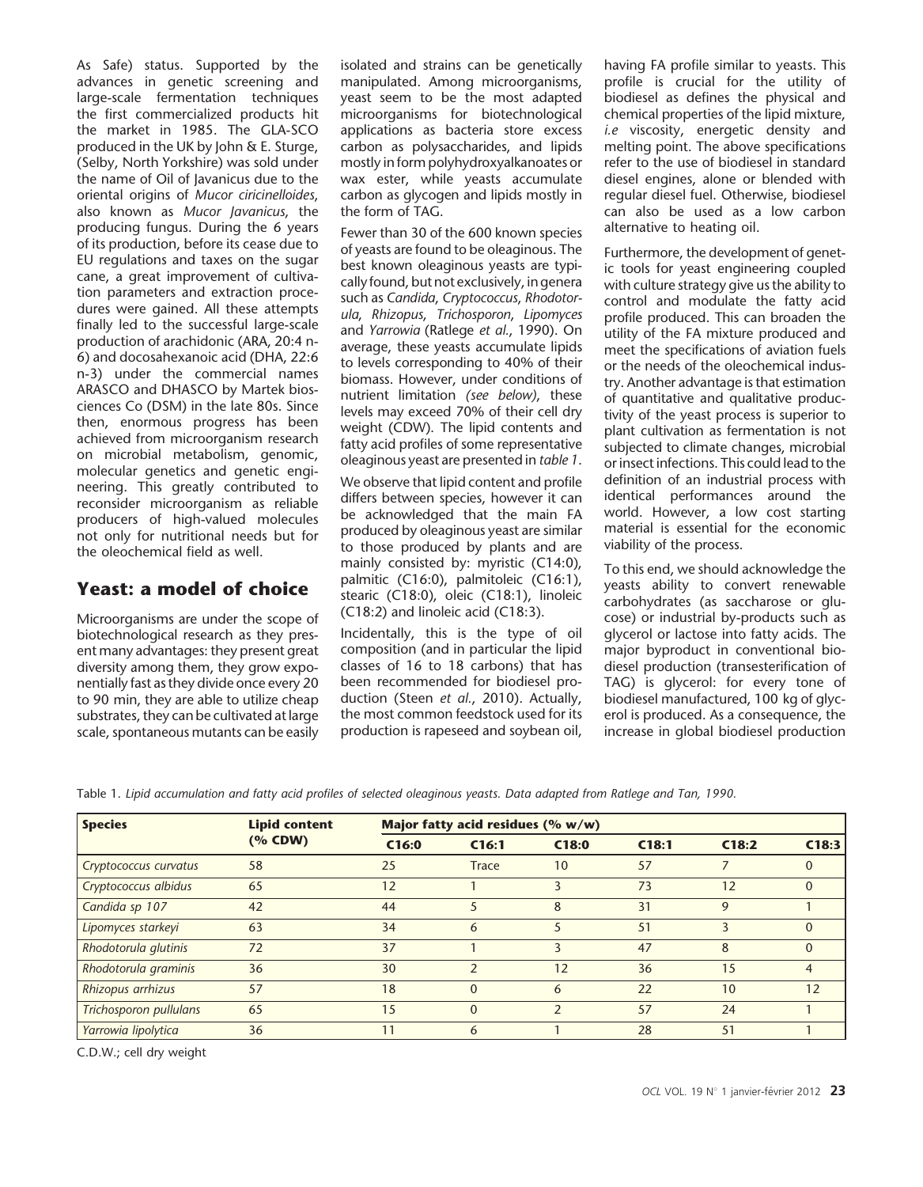As Safe) status. Supported by the advances in genetic screening and large-scale fermentation techniques the first commercialized products hit the market in 1985. The GLA-SCO produced in the UK by John & E. Sturge, (Selby, North Yorkshire) was sold under the name of Oil of Javanicus due to the oriental origins of *Mucor ciricinelloides*, also known as *Mucor Javanicus*, the producing fungus. During the 6 years of its production, before its cease due to EU regulations and taxes on the sugar cane, a great improvement of cultivation parameters and extraction procedures were gained. All these attempts finally led to the successful large-scale production of arachidonic (ARA, 20:4 n-6) and docosahexanoic acid (DHA, 22:6 n-3) under the commercial names ARASCO and DHASCO by Martek biosciences Co (DSM) in the late 80s. Since then, enormous progress has been achieved from microorganism research on microbial metabolism, genomic, molecular genetics and genetic engineering. This greatly contributed to reconsider microorganism as reliable producers of high-valued molecules not only for nutritional needs but for the oleochemical field as well.

## Yeast: a model of choice

Microorganisms are under the scope of biotechnological research as they present many advantages: they present great diversity among them, they grow exponentially fast as they divide once every 20 to 90 min, they are able to utilize cheap substrates, they can be cultivated at large scale, spontaneous mutants can be easily isolated and strains can be genetically manipulated. Among microorganisms, yeast seem to be the most adapted microorganisms for biotechnological applications as bacteria store excess carbon as polysaccharides, and lipids mostly in form polyhydroxyalkanoates or wax ester, while yeasts accumulate carbon as glycogen and lipids mostly in the form of TAG.

Fewer than 30 of the 600 known species of yeasts are found to be oleaginous. The best known oleaginous yeasts are typically found, but not exclusively, in genera such as *Candida*, *Cryptococcus*, *Rhodotorula*, *Rhizopus*, *Trichosporon*, *Lipomyces* and *Yarrowia* (Ratlege *et al.*, 1990). On average, these yeasts accumulate lipids to levels corresponding to 40% of their biomass. However, under conditions of nutrient limitation *(see below)*, these levels may exceed 70% of their cell dry weight (CDW). The lipid contents and fatty acid profiles of some representative oleaginous yeast are presented in *table 1*.

We observe that lipid content and profile differs between species, however it can be acknowledged that the main FA produced by oleaginous yeast are similar to those produced by plants and are mainly consisted by: myristic (C14:0), palmitic (C16:0), palmitoleic (C16:1), stearic (C18:0), oleic (C18:1), linoleic (C18:2) and linoleic acid (C18:3).

Incidentally, this is the type of oil composition (and in particular the lipid classes of 16 to 18 carbons) that has been recommended for biodiesel production (Steen *et al.*, 2010). Actually, the most common feedstock used for its production is rapeseed and soybean oil, having FA profile similar to yeasts. This profile is crucial for the utility of biodiesel as defines the physical and chemical properties of the lipid mixture, *i.e* viscosity, energetic density and melting point. The above specifications refer to the use of biodiesel in standard diesel engines, alone or blended with regular diesel fuel. Otherwise, biodiesel can also be used as a low carbon alternative to heating oil.

Furthermore, the development of genetic tools for yeast engineering coupled with culture strategy give us the ability to control and modulate the fatty acid profile produced. This can broaden the utility of the FA mixture produced and meet the specifications of aviation fuels or the needs of the oleochemical industry. Another advantage is that estimation of quantitative and qualitative productivity of the yeast process is superior to plant cultivation as fermentation is not subjected to climate changes, microbial or insect infections. This could lead to the definition of an industrial process with identical performances around the world. However, a low cost starting material is essential for the economic viability of the process.

To this end, we should acknowledge the yeasts ability to convert renewable carbohydrates (as saccharose or glucose) or industrial by-products such as glycerol or lactose into fatty acids. The major byproduct in conventional biodiesel production (transesterification of TAG) is glycerol: for every tone of biodiesel manufactured, 100 kg of glycerol is produced. As a consequence, the increase in global biodiesel production

Table 1. *Lipid accumulation and fatty acid profiles of selected oleaginous yeasts. Data adapted from Ratlege and Tan, 1990.*

| Species | Lipid content (% CDW) | Major fatty acid residues (% w/w) | | | | | |
|---|---|---|---|---|---|---|---|
| | | C16:0 | C16:1 | C18:0 | C18:1 | C18:2 | C18:3 |
| *Cryptococcus curvatus* | 58 | 25 | Trace | 10 | 57 | 7 | 0 |
| *Cryptococcus albidus* | 65 | 12 | 1 | 3 | 73 | 12 | 0 |
| *Candida sp 107* | 42 | 44 | 5 | 8 | 31 | 9 | 1 |
| *Lipomyces starkeyi* | 63 | 34 | 6 | 5 | 51 | 3 | 0 |
| *Rhodotorula glutinis* | 72 | 37 | 1 | 3 | 47 | 8 | 0 |
| *Rhodotorula graminis* | 36 | 30 | 2 | 12 | 36 | 15 | 4 |
| *Rhizopus arrhizus* | 57 | 18 | 0 | 6 | 22 | 10 | 12 |
| *Trichosporon pullulans* | 65 | 15 | 0 | 2 | 57 | 24 | 1 |
| *Yarrowia lipolytica* | 36 | 11 | 6 | 1 | 28 | 51 | 1 |

C.D.W.; cell dry weight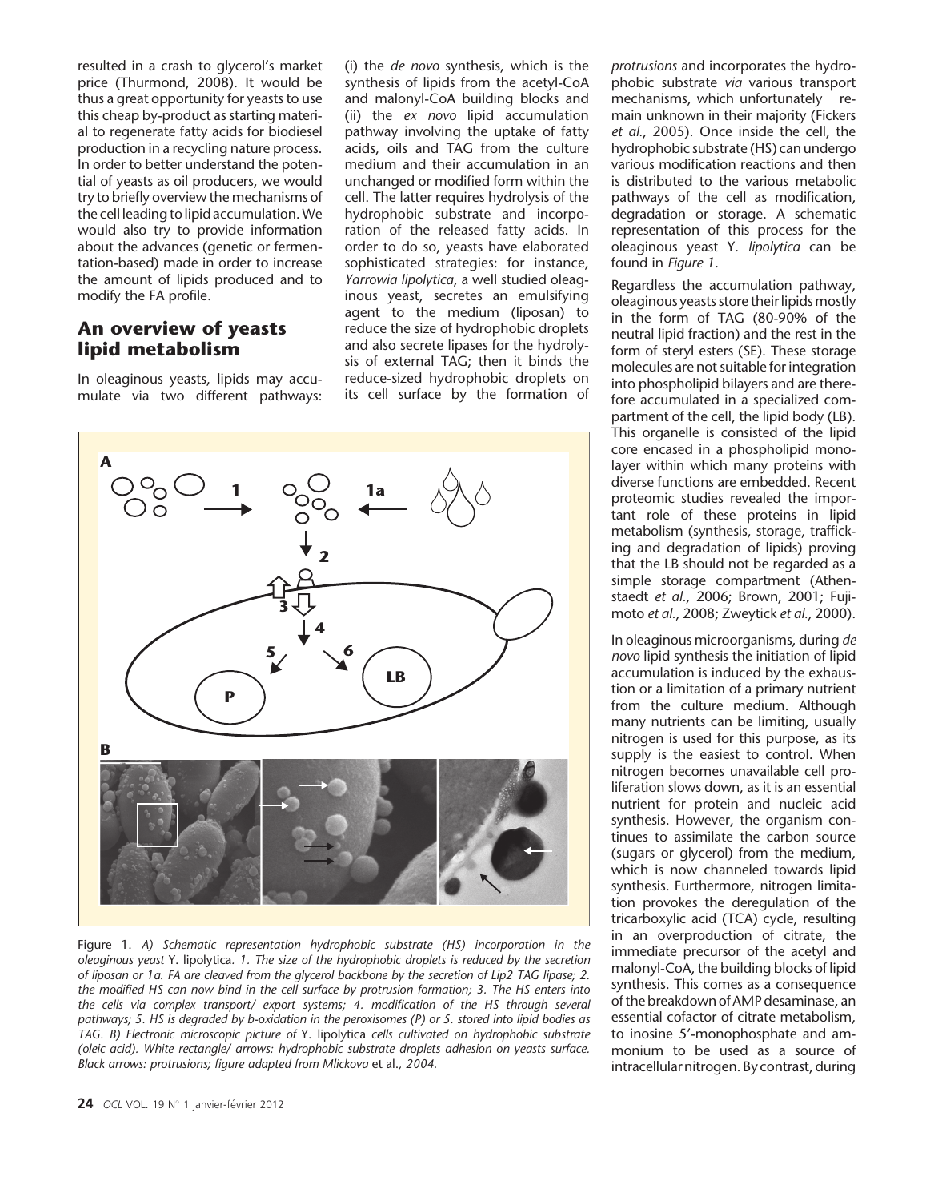resulted in a crash to glycerol's market price (Thurmond, 2008). It would be thus a great opportunity for yeasts to use this cheap by-product as starting material to regenerate fatty acids for biodiesel production in a recycling nature process. In order to better understand the potential of yeasts as oil producers, we would try to briefly overview the mechanisms of the cell leading to lipid accumulation. We would also try to provide information about the advances (genetic or fermentation-based) made in order to increase the amount of lipids produced and to modify the FA profile.

## An overview of yeasts lipid metabolism

In oleaginous yeasts, lipids may accumulate via two different pathways: (i) the *de novo* synthesis, which is the synthesis of lipids from the acetyl-CoA and malonyl-CoA building blocks and (ii) the *ex novo* lipid accumulation pathway involving the uptake of fatty acids, oils and TAG from the culture medium and their accumulation in an unchanged or modified form within the cell. The latter requires hydrolysis of the hydrophobic substrate and incorporation of the released fatty acids. In order to do so, yeasts have elaborated sophisticated strategies: for instance, *Yarrowia lipolytica*, a well studied oleaginous yeast, secretes an emulsifying agent to the medium (liposan) to reduce the size of hydrophobic droplets and also secrete lipases for the hydrolysis of external TAG; then it binds the reduce-sized hydrophobic droplets on its cell surface by the formation of *protrusions* and incorporates the hydrophobic substrate *via* various transport mechanisms, which unfortunately remain unknown in their majority (Fickers *et al.*, 2005). Once inside the cell, the hydrophobic substrate (HS) can undergo various modification reactions and then is distributed to the various metabolic pathways of the cell as modification, degradation or storage. A schematic representation of this process for the oleaginous yeast *Y. lipolytica* can be found in *Figure 1*.

Figure 1. *A) Schematic representation hydrophobic substrate (HS) incorporation in the oleaginous yeast* Y. lipolytica. *1. The size of the hydrophobic droplets is reduced by the secretion of liposan or 1a. FA are cleaved from the glycerol backbone by the secretion of Lip2 TAG lipase; 2. the modified HS can now bind in the cell surface by protrusion formation; 3. The HS enters into the cells via complex transport/ export systems; 4. modification of the HS through several pathways; 5. HS is degraded by b-oxidation in the peroxisomes (P) or 5. stored into lipid bodies as TAG. B) Electronic microscopic picture of* Y. lipolytica *cells cultivated on hydrophobic substrate (oleic acid). White rectangle/ arrows: hydrophobic substrate droplets adhesion on yeasts surface. Black arrows: protrusions; figure adapted from Mlickova* et al.*, 2004.*

Regardless the accumulation pathway, oleaginous yeasts store their lipids mostly in the form of TAG (80-90% of the neutral lipid fraction) and the rest in the form of steryl esters (SE). These storage molecules are not suitable for integration into phospholipid bilayers and are therefore accumulated in a specialized compartment of the cell, the lipid body (LB). This organelle is consisted of the lipid core encased in a phospholipid monolayer within which many proteins with diverse functions are embedded. Recent proteomic studies revealed the important role of these proteins in lipid metabolism (synthesis, storage, trafficking and degradation of lipids) proving that the LB should not be regarded as a simple storage compartment (Athenstaedt *et al.*, 2006; Brown, 2001; Fujimoto *et al.*, 2008; Zweytick *et al.*, 2000).

In oleaginous microorganisms, during *de novo* lipid synthesis the initiation of lipid accumulation is induced by the exhaustion or a limitation of a primary nutrient from the culture medium. Although many nutrients can be limiting, usually nitrogen is used for this purpose, as its supply is the easiest to control. When nitrogen becomes unavailable cell proliferation slows down, as it is an essential nutrient for protein and nucleic acid synthesis. However, the organism continues to assimilate the carbon source (sugars or glycerol) from the medium, which is now channeled towards lipid synthesis. Furthermore, nitrogen limitation provokes the deregulation of the tricarboxylic acid (TCA) cycle, resulting in an overproduction of citrate, the immediate precursor of the acetyl and malonyl-CoA, the building blocks of lipid synthesis. This comes as a consequence of the breakdown of AMP desaminase, an essential cofactor of citrate metabolism, to inosine 5'-monophosphate and ammonium to be used as a source of intracellular nitrogen. By contrast, during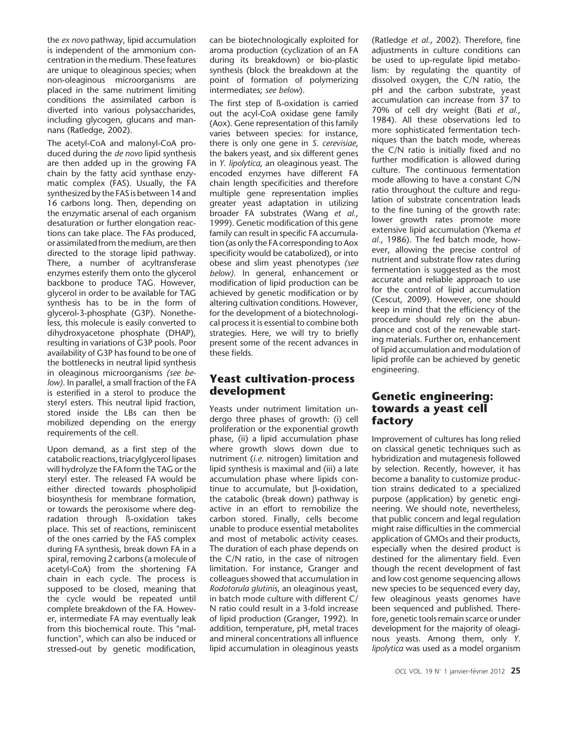the *ex novo* pathway, lipid accumulation is independent of the ammonium concentration in the medium. These features are unique to oleaginous species; when non-oleaginous microorganisms are placed in the same nutriment limiting conditions the assimilated carbon is diverted into various polysaccharides, including glycogen, glucans and mannans (Ratledge, 2002).

The acetyl-CoA and malonyl-CoA produced during the *de novo* lipid synthesis are then added up in the growing FA chain by the fatty acid synthase enzymatic complex (FAS). Usually, the FA synthesized by the FAS is between 14 and 16 carbons long. Then, depending on the enzymatic arsenal of each organism desaturation or further elongation reactions can take place. The FAs produced, or assimilated from the medium, are then directed to the storage lipid pathway. There, a number of acyltransferase enzymes esterify them onto the glycerol backbone to produce TAG. However, glycerol in order to be available for TAG synthesis has to be in the form of glycerol-3-phosphate (G3P). Nonetheless, this molecule is easily converted to dihydroxyacetone phosphate (DHAP), resulting in variations of G3P pools. Poor availability of G3P has found to be one of the bottlenecks in neutral lipid synthesis in oleaginous microorganisms *(see below)*. In parallel, a small fraction of the FA is esterified in a sterol to produce the steryl esters. This neutral lipid fraction, stored inside the LBs can then be mobilized depending on the energy requirements of the cell.

Upon demand, as a first step of the catabolic reactions, triacylglycerol lipases will hydrolyze the FA form the TAG or the steryl ester. The released FA would be either directed towards phospholipid biosynthesis for membrane formation, or towards the peroxisome where degradation through ß-oxidation takes place. This set of reactions, reminiscent of the ones carried by the FAS complex during FA synthesis, break down FA in a spiral, removing 2 carbons (a molecule of acetyl-CoA) from the shortening FA chain in each cycle. The process is supposed to be closed, meaning that the cycle would be repeated until complete breakdown of the FA. However, intermediate FA may eventually leak from this biochemical route. This "malfunction", which can also be induced or stressed-out by genetic modification, can be biotechnologically exploited for aroma production (cyclization of an FA during its breakdown) or bio-plastic synthesis (block the breakdown at the point of formation of polymerizing intermediates; *see below*).

The first step of ß-oxidation is carried out the acyl-CoA oxidase gene family (Aox). Gene representation of this family varies between species: for instance, there is only one gene in *S. cerevisiae*, the bakers yeast, and six different genes in *Y. lipolytica*, an oleaginous yeast. The encoded enzymes have different FA chain length specificities and therefore multiple gene representation implies greater yeast adaptation in utilizing broader FA substrates (Wang *et al.*, 1999). Genetic modification of this gene family can result in specific FA accumulation (as only the FA corresponding to Aox specificity would be catabolized), or into obese and slim yeast phenotypes *(see below)*. In general, enhancement or modification of lipid production can be achieved by genetic modification or by altering cultivation conditions. However, for the development of a biotechnological process it is essential to combine both strategies. Here, we will try to briefly present some of the recent advances in these fields.

## Yeast cultivation-process development

Yeasts under nutriment limitation undergo three phases of growth: (i) cell proliferation or the exponential growth phase, (ii) a lipid accumulation phase where growth slows down due to nutriment (*i.e.* nitrogen) limitation and lipid synthesis is maximal and (iii) a late accumulation phase where lipids continue to accumulate, but β-oxidation, the catabolic (break down) pathway is active in an effort to remobilize the carbon stored. Finally, cells become unable to produce essential metabolites and most of metabolic activity ceases. The duration of each phase depends on the C/N ratio, in the case of nitrogen limitation. For instance, Granger and colleagues showed that accumulation in *Rodotorula glutinis*, an oleaginous yeast, in batch mode culture with different C/N ratio could result in a 3-fold increase of lipid production (Granger, 1992). In addition, temperature, pH, metal traces and mineral concentrations all influence lipid accumulation in oleaginous yeasts (Ratledge *et al.*, 2002). Therefore, fine adjustments in culture conditions can be used to up-regulate lipid metabolism: by regulating the quantity of dissolved oxygen, the C/N ratio, the pH and the carbon substrate, yeast accumulation can increase from 37 to 70% of cell dry weight (Bati *et al.*, 1984). All these observations led to more sophisticated fermentation techniques than the batch mode, whereas the C/N ratio is initially fixed and no further modification is allowed during culture. The continuous fermentation mode allowing to have a constant C/N ratio throughout the culture and regulation of substrate concentration leads to the fine tuning of the growth rate: lower growth rates promote more extensive lipid accumulation (Ykema *et al.*, 1986). The fed batch mode, however, allowing the precise control of nutrient and substrate flow rates during fermentation is suggested as the most accurate and reliable approach to use for the control of lipid accumulation (Cescut, 2009). However, one should keep in mind that the efficiency of the procedure should rely on the abundance and cost of the renewable starting materials. Further on, enhancement of lipid accumulation and modulation of lipid profile can be achieved by genetic engineering.

## Genetic engineering: towards a yeast cell factory

Improvement of cultures has long relied on classical genetic techniques such as hybridization and mutagenesis followed by selection. Recently, however, it has become a banality to customize production strains dedicated to a specialized purpose (application) by genetic engineering. We should note, nevertheless, that public concern and legal regulation might raise difficulties in the commercial application of GMOs and their products, especially when the desired product is destined for the alimentary field. Even though the recent development of fast and low cost genome sequencing allows new species to be sequenced every day, few oleaginous yeasts genomes have been sequenced and published. Therefore, genetic tools remain scarce or under development for the majority of oleaginous yeasts. Among them, only *Y. lipolytica* was used as a model organism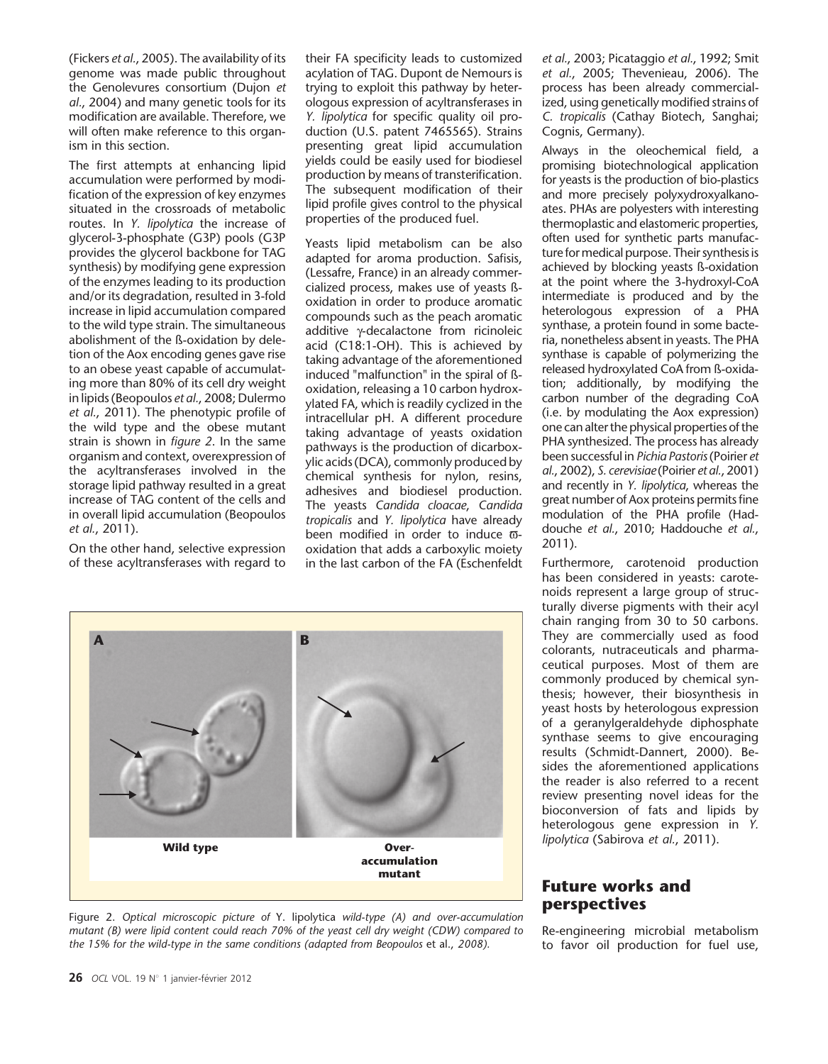(Fickers *et al.*, 2005). The availability of its genome was made public throughout the Genolevures consortium (Dujon *et al.*, 2004) and many genetic tools for its modification are available. Therefore, we will often make reference to this organism in this section.

The first attempts at enhancing lipid accumulation were performed by modification of the expression of key enzymes situated in the crossroads of metabolic routes. In *Y. lipolytica* the increase of glycerol-3-phosphate (G3P) pools (G3P provides the glycerol backbone for TAG synthesis) by modifying gene expression of the enzymes leading to its production and/or its degradation, resulted in 3-fold increase in lipid accumulation compared to the wild type strain. The simultaneous abolishment of the ß-oxidation by deletion of the Aox encoding genes gave rise to an obese yeast capable of accumulating more than 80% of its cell dry weight in lipids (Beopoulos *et al.*, 2008; Dulermo *et al.*, 2011). The phenotypic profile of the wild type and the obese mutant strain is shown in *figure 2*. In the same organism and context, overexpression of the acyltransferases involved in the storage lipid pathway resulted in a great increase of TAG content of the cells and in overall lipid accumulation (Beopoulos *et al.*, 2011).

On the other hand, selective expression of these acyltransferases with regard to their FA specificity leads to customized acylation of TAG. Dupont de Nemours is trying to exploit this pathway by heterologous expression of acyltransferases in *Y. lipolytica* for specific quality oil production (U.S. patent 7465565). Strains presenting great lipid accumulation yields could be easily used for biodiesel production by means of transterification. The subsequent modification of their lipid profile gives control to the physical properties of the produced fuel.

Yeasts lipid metabolism can be also adapted for aroma production. Safisis, (Lessafre, France) in an already commercialized process, makes use of yeasts ß-oxidation in order to produce aromatic compounds such as the peach aromatic additive γ-decalactone from ricinoleic acid (C18:1-OH). This is achieved by taking advantage of the aforementioned induced "malfunction" in the spiral of ß-oxidation, releasing a 10 carbon hydroxylated FA, which is readily cyclized in the intracellular pH. A different procedure taking advantage of yeasts oxidation pathways is the production of dicarboxylic acids (DCA), commonly produced by chemical synthesis for nylon, resins, adhesives and biodiesel production. The yeasts *Candida cloacae*, *Candida tropicalis* and *Y. lipolytica* have already been modified in order to induce ϖ-oxidation that adds a carboxylic moiety in the last carbon of the FA (Eschenfeldt *et al.*, 2003; Picataggio *et al.*, 1992; Smit *et al.*, 2005; Thevenieau, 2006). The process has been already commercialized, using genetically modified strains of *C. tropicalis* (Cathay Biotech, Sanghai; Cognis, Germany).

Always in the oleochemical field, a promising biotechnological application for yeasts is the production of bio-plastics and more precisely polyxydroxyalkanoates. PHAs are polyesters with interesting thermoplastic and elastomeric properties, often used for synthetic parts manufacture for medical purpose. Their synthesis is achieved by blocking yeasts ß-oxidation at the point where the 3-hydroxyl-CoA intermediate is produced and by the heterologous expression of a PHA synthase, a protein found in some bacteria, nonetheless absent in yeasts. The PHA synthase is capable of polymerizing the released hydroxylated CoA from ß-oxidation; additionally, by modifying the carbon number of the degrading CoA (i.e. by modulating the Aox expression) one can alter the physical properties of the PHA synthesized. The process has already been successful in *Pichia Pastoris* (Poirier *et al.*, 2002), *S. cerevisiae* (Poirier *et al.*, 2001) and recently in *Y. lipolytica*, whereas the great number of Aox proteins permits fine modulation of the PHA profile (Haddouche *et al.*, 2010; Haddouche *et al.*, 2011).

Furthermore, carotenoid production has been considered in yeasts: carotenoids represent a large group of structurally diverse pigments with their acyl chain ranging from 30 to 50 carbons. They are commercially used as food colorants, nutraceuticals and pharmaceutical purposes. Most of them are commonly produced by chemical synthesis; however, their biosynthesis in yeast hosts by heterologous expression of a geranylgeraldehyde diphosphate synthase seems to give encouraging results (Schmidt-Dannert, 2000). Besides the aforementioned applications the reader is also referred to a recent review presenting novel ideas for the bioconversion of fats and lipids by heterologous gene expression in *Y. lipolytica* (Sabirova *et al.*, 2011).

A — Wild type; B — Over-accumulation mutant

Figure 2. *Optical microscopic picture of* Y. lipolytica *wild-type (A) and over-accumulation mutant (B) were lipid content could reach 70% of the yeast cell dry weight (CDW) compared to the 15% for the wild-type in the same conditions (adapted from Beopoulos* et al., *2008).*

## Future works and perspectives

Re-engineering microbial metabolism to favor oil production for fuel use,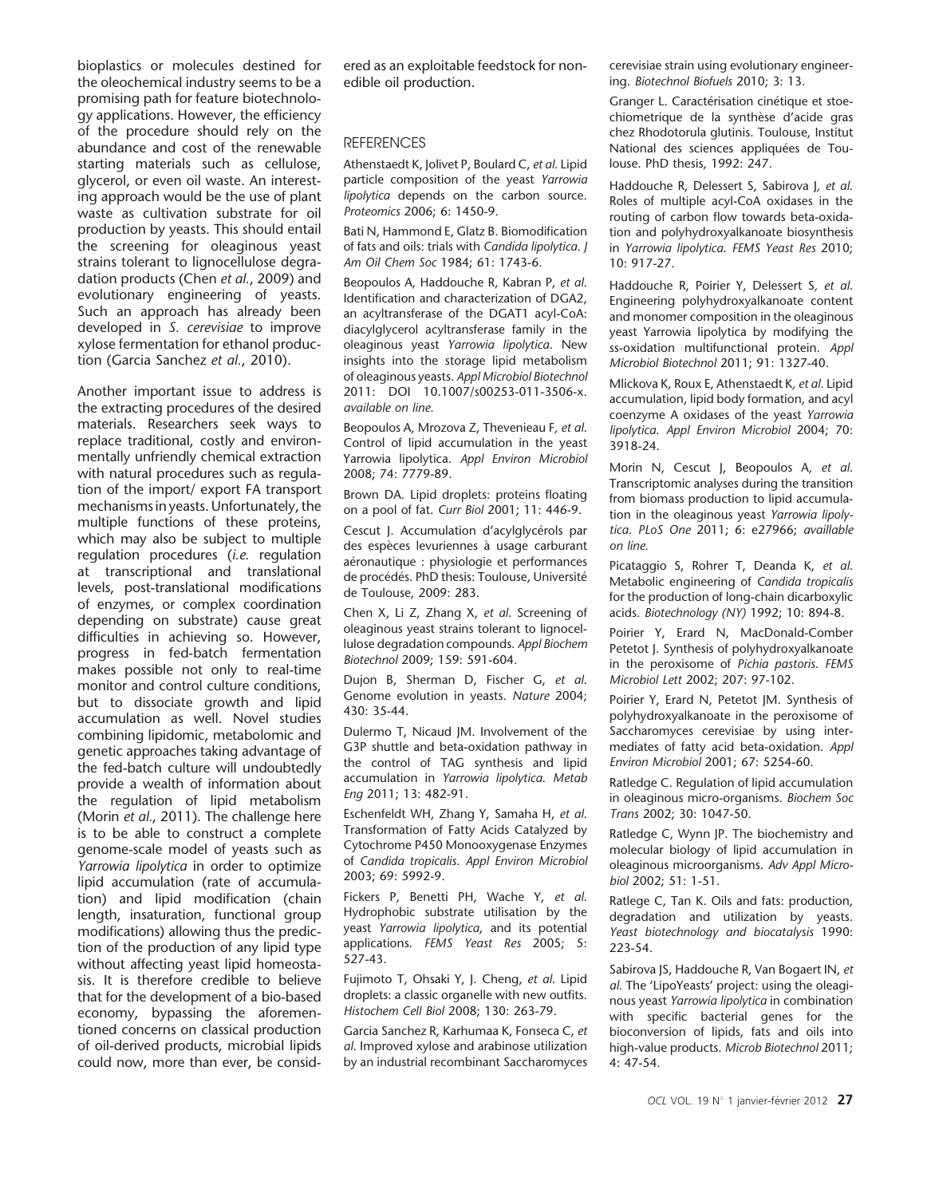bioplastics or molecules destined for the oleochemical industry seems to be a promising path for feature biotechnology applications. However, the efficiency of the procedure should rely on the abundance and cost of the renewable starting materials such as cellulose, glycerol, or even oil waste. An interesting approach would be the use of plant waste as cultivation substrate for oil production by yeasts. This should entail the screening for oleaginous yeast strains tolerant to lignocellulose degradation products (Chen *et al.*, 2009) and evolutionary engineering of yeasts. Such an approach has already been developed in *S. cerevisiae* to improve xylose fermentation for ethanol production (Garcia Sanchez *et al.*, 2010).

Another important issue to address is the extracting procedures of the desired materials. Researchers seek ways to replace traditional, costly and environmentally unfriendly chemical extraction with natural procedures such as regulation of the import/ export FA transport mechanisms in yeasts. Unfortunately, the multiple functions of these proteins, which may also be subject to multiple regulation procedures (*i.e.* regulation at transcriptional and translational levels, post-translational modifications of enzymes, or complex coordination depending on substrate) cause great difficulties in achieving so. However, progress in fed-batch fermentation makes possible not only to real-time monitor and control culture conditions, but to dissociate growth and lipid accumulation as well. Novel studies combining lipidomic, metabolomic and genetic approaches taking advantage of the fed-batch culture will undoubtedly provide a wealth of information about the regulation of lipid metabolism (Morin *et al.*, 2011). The challenge here is to be able to construct a complete genome-scale model of yeasts such as *Yarrowia lipolytica* in order to optimize lipid accumulation (rate of accumulation) and lipid modification (chain length, insaturation, functional group modifications) allowing thus the prediction of the production of any lipid type without affecting yeast lipid homeostasis. It is therefore credible to believe that for the development of a bio-based economy, bypassing the aforementioned concerns on classical production of oil-derived products, microbial lipids could now, more than ever, be considered as an exploitable feedstock for non-edible oil production.

## REFERENCES

Athenstaedt K, Jolivet P, Boulard C, *et al.* Lipid particle composition of the yeast *Yarrowia lipolytica* depends on the carbon source. *Proteomics* 2006; 6: 1450-9.

Bati N, Hammond E, Glatz B. Biomodification of fats and oils: trials with *Candida lipolytica*. *J Am Oil Chem Soc* 1984; 61: 1743-6.

Beopoulos A, Haddouche R, Kabran P, *et al.* Identification and characterization of DGA2, an acyltransferase of the DGAT1 acyl-CoA: diacylglycerol acyltransferase family in the oleaginous yeast *Yarrowia lipolytica*. New insights into the storage lipid metabolism of oleaginous yeasts. *Appl Microbiol Biotechnol* 2011: DOI 10.1007/s00253-011-3506-x. *available on line.*

Beopoulos A, Mrozova Z, Thevenieau F, *et al.* Control of lipid accumulation in the yeast Yarrowia lipolytica. *Appl Environ Microbiol* 2008; 74: 7779-89.

Brown DA. Lipid droplets: proteins floating on a pool of fat. *Curr Biol* 2001; 11: 446-9.

Cescut J. Accumulation d'acylglycérols par des espèces levuriennes à usage carburant aéronautique : physiologie et performances de procédés. PhD thesis: Toulouse, Université de Toulouse, 2009: 283.

Chen X, Li Z, Zhang X, *et al.* Screening of oleaginous yeast strains tolerant to lignocellulose degradation compounds. *Appl Biochem Biotechnol* 2009; 159: 591-604.

Dujon B, Sherman D, Fischer G, *et al.* Genome evolution in yeasts. *Nature* 2004; 430: 35-44.

Dulermo T, Nicaud JM. Involvement of the G3P shuttle and beta-oxidation pathway in the control of TAG synthesis and lipid accumulation in *Yarrowia lipolytica*. *Metab Eng* 2011; 13: 482-91.

Eschenfeldt WH, Zhang Y, Samaha H, *et al.* Transformation of Fatty Acids Catalyzed by Cytochrome P450 Monooxygenase Enzymes of *Candida tropicalis*. *Appl Environ Microbiol* 2003; 69: 5992-9.

Fickers P, Benetti PH, Wache Y, *et al.* Hydrophobic substrate utilisation by the yeast *Yarrowia lipolytica*, and its potential applications. *FEMS Yeast Res* 2005; 5: 527-43.

Fujimoto T, Ohsaki Y, J. Cheng, *et al.* Lipid droplets: a classic organelle with new outfits. *Histochem Cell Biol* 2008; 130: 263-79.

Garcia Sanchez R, Karhumaa K, Fonseca C, *et al.* Improved xylose and arabinose utilization by an industrial recombinant Saccharomyces cerevisiae strain using evolutionary engineering. *Biotechnol Biofuels* 2010; 3: 13.

Granger L. Caractérisation cinétique et stoechiometrique de la synthèse d'acide gras chez Rhodotorula glutinis. Toulouse, Institut National des sciences appliquées de Toulouse. PhD thesis, 1992: 247.

Haddouche R, Delessert S, Sabirova J, *et al.* Roles of multiple acyl-CoA oxidases in the routing of carbon flow towards beta-oxidation and polyhydroxyalkanoate biosynthesis in *Yarrowia lipolytica*. *FEMS Yeast Res* 2010; 10: 917-27.

Haddouche R, Poirier Y, Delessert S, *et al.* Engineering polyhydroxyalkanoate content and monomer composition in the oleaginous yeast Yarrowia lipolytica by modifying the ss-oxidation multifunctional protein. *Appl Microbiol Biotechnol* 2011; 91: 1327-40.

Mlickova K, Roux E, Athenstaedt K, *et al.* Lipid accumulation, lipid body formation, and acyl coenzyme A oxidases of the yeast *Yarrowia lipolytica*. *Appl Environ Microbiol* 2004; 70: 3918-24.

Morin N, Cescut J, Beopoulos A, *et al.* Transcriptomic analyses during the transition from biomass production to lipid accumulation in the oleaginous yeast *Yarrowia lipolytica*. *PLoS One* 2011; 6: e27966; *availlable on line.*

Picataggio S, Rohrer T, Deanda K, *et al.* Metabolic engineering of *Candida tropicalis* for the production of long-chain dicarboxylic acids. *Biotechnology (NY)* 1992; 10: 894-8.

Poirier Y, Erard N, MacDonald-Comber Petetot J. Synthesis of polyhydroxyalkanoate in the peroxisome of *Pichia pastoris*. *FEMS Microbiol Lett* 2002; 207: 97-102.

Poirier Y, Erard N, Petetot JM. Synthesis of polyhydroxyalkanoate in the peroxisome of Saccharomyces cerevisiae by using intermediates of fatty acid beta-oxidation. *Appl Environ Microbiol* 2001; 67: 5254-60.

Ratledge C. Regulation of lipid accumulation in oleaginous micro-organisms. *Biochem Soc Trans* 2002; 30: 1047-50.

Ratledge C, Wynn JP. The biochemistry and molecular biology of lipid accumulation in oleaginous microorganisms. *Adv Appl Microbiol* 2002; 51: 1-51.

Ratlege C, Tan K. Oils and fats: production, degradation and utilization by yeasts. *Yeast biotechnology and biocatalysis* 1990: 223-54.

Sabirova JS, Haddouche R, Van Bogaert IN, *et al.* The 'LipoYeasts' project: using the oleaginous yeast *Yarrowia lipolytica* in combination with specific bacterial genes for the bioconversion of lipids, fats and oils into high-value products. *Microb Biotechnol* 2011; 4: 47-54.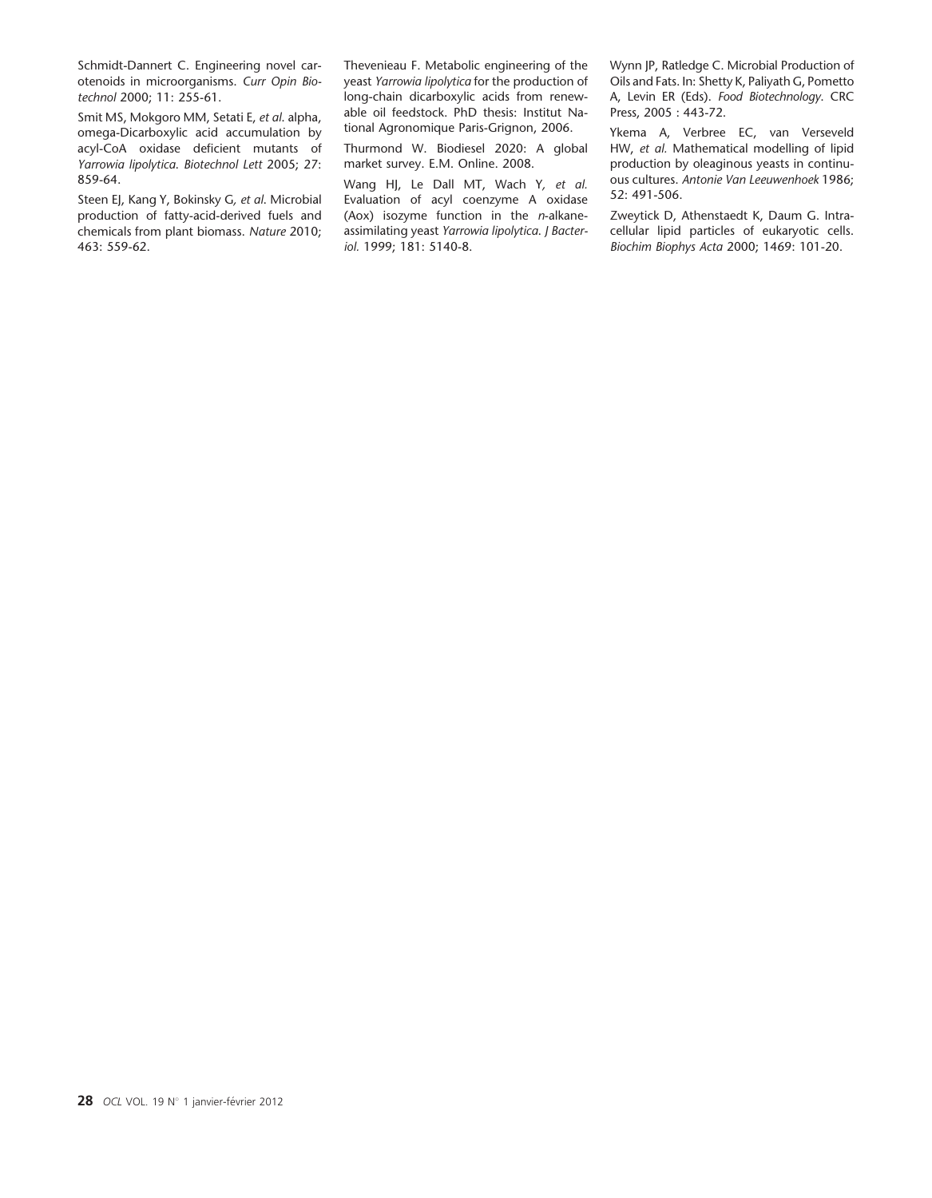Schmidt-Dannert C. Engineering novel carotenoids in microorganisms. *Curr Opin Biotechnol* 2000; 11: 255-61.

Smit MS, Mokgoro MM, Setati E, *et al*. alpha, omega-Dicarboxylic acid accumulation by acyl-CoA oxidase deficient mutants of *Yarrowia lipolytica. Biotechnol Lett* 2005; 27: 859-64.

Steen EJ, Kang Y, Bokinsky G, *et al*. Microbial production of fatty-acid-derived fuels and chemicals from plant biomass. *Nature* 2010; 463: 559-62.

Thevenieau F. Metabolic engineering of the yeast *Yarrowia lipolytica* for the production of long-chain dicarboxylic acids from renewable oil feedstock. PhD thesis: Institut National Agronomique Paris-Grignon, 2006.

Thurmond W. Biodiesel 2020: A global market survey. E.M. Online. 2008.

Wang HJ, Le Dall MT, Wach Y, *et al.* Evaluation of acyl coenzyme A oxidase (Aox) isozyme function in the *n*-alkane-assimilating yeast *Yarrowia lipolytica. J Bacteriol.* 1999; 181: 5140-8.

Wynn JP, Ratledge C. Microbial Production of Oils and Fats. In: Shetty K, Paliyath G, Pometto A, Levin ER (Eds). *Food Biotechnology*. CRC Press, 2005 : 443-72.

Ykema A, Verbree EC, van Verseveld HW, *et al.* Mathematical modelling of lipid production by oleaginous yeasts in continuous cultures. *Antonie Van Leeuwenhoek* 1986; 52: 491-506.

Zweytick D, Athenstaedt K, Daum G. Intracellular lipid particles of eukaryotic cells. *Biochim Biophys Acta* 2000; 1469: 101-20.